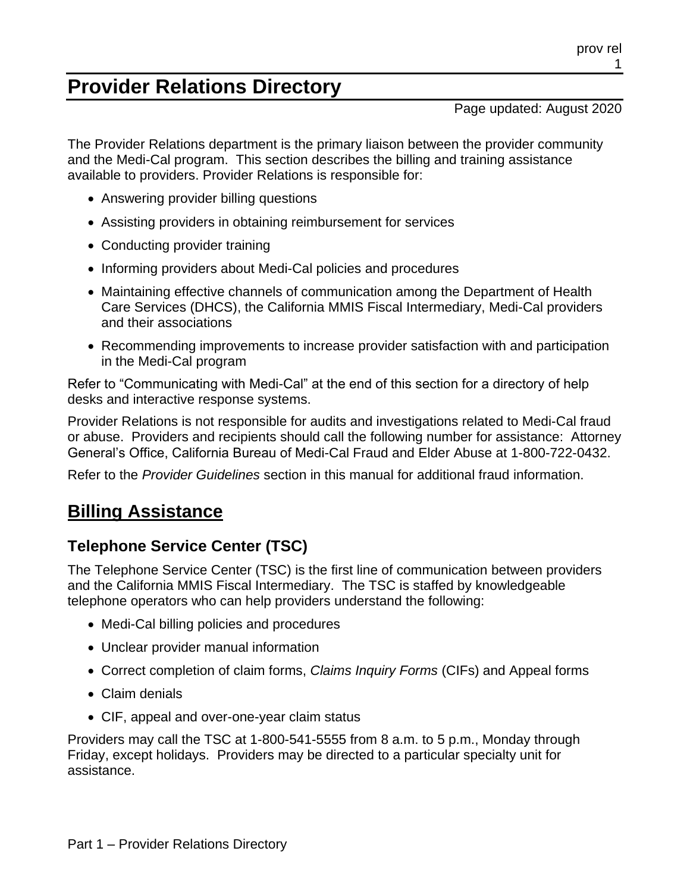# Provider Relations Directory

Page updated: August 2020

The Provider Relations department is the primary liaison between the provider community and the Medi-Cal program. This section describes the billing and training assistance available to providers. Provider Relations is responsible for:

- Answering provider billing questions
- Assisting providers in obtaining reimbursement for services
- Conducting provider training
- Informing providers about Medi-Cal policies and procedures
- Maintaining effective channels of communication among the Department of Health Care Services (DHCS), the California MMIS Fiscal Intermediary, Medi-Cal providers and their associations
- Recommending improvements to increase provider satisfaction with and participation in the Medi-Cal program

Refer to "Communicating with Medi-Cal" at the end of this section for a directory of help desks and interactive response systems.

Provider Relations is not responsible for audits and investigations related to Medi-Cal fraud or abuse. Providers and recipients should call the following number for assistance: Attorney General's Office, California Bureau of Medi-Cal Fraud and Elder Abuse at 1-800-722-0432.

Refer to the *Provider Guidelines* section in this manual for additional fraud information.

## Billing Assistance

### Telephone Service Center (TSC)

The Telephone Service Center (TSC) is the first line of communication between providers and the California MMIS Fiscal Intermediary. The TSC is staffed by knowledgeable telephone operators who can help providers understand the following:

- Medi-Cal billing policies and procedures
- Unclear provider manual information
- Correct completion of claim forms, *Claims Inquiry Forms* (CIFs) and Appeal forms
- Claim denials
- CIF, appeal and over-one-year claim status

Providers may call the TSC at 1-800-541-5555 from 8 a.m. to 5 p.m., Monday through Friday, except holidays. Providers may be directed to a particular specialty unit for assistance.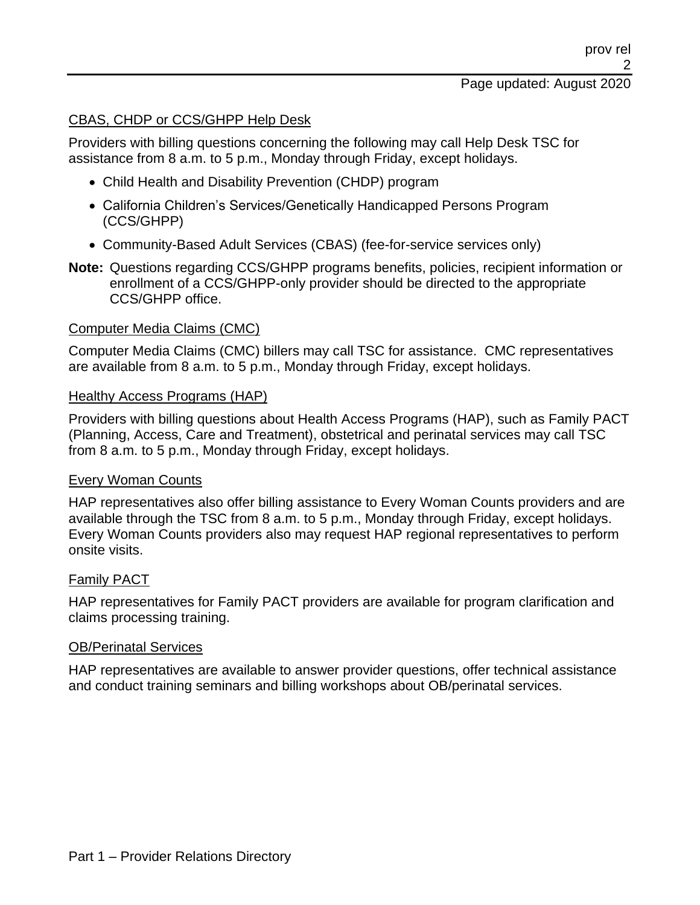## CBAS, CHDP or CCS/GHPP Help Desk

Providers with billing questions concerning the following may call Help Desk TSC for assistance from 8 a.m. to 5 p.m., Monday through Friday, except holidays.

- Child Health and Disability Prevention (CHDP) program
- California Children's Services/Genetically Handicapped Persons Program (CCS/GHPP)
- Community-Based Adult Services (CBAS) (fee-for-service services only)

**Note:** Questions regarding CCS/GHPP programs benefits, policies, recipient information or enrollment of a CCS/GHPP-only provider should be directed to the appropriate CCS/GHPP office.

## Computer Media Claims (CMC)

Computer Media Claims (CMC) billers may call TSC for assistance. CMC representatives are available from 8 a.m. to 5 p.m., Monday through Friday, except holidays.

## Healthy Access Programs (HAP)

Providers with billing questions about Health Access Programs (HAP), such as Family PACT (Planning, Access, Care and Treatment), obstetrical and perinatal services may call TSC from 8 a.m. to 5 p.m., Monday through Friday, except holidays.

## Every Woman Counts

HAP representatives also offer billing assistance to Every Woman Counts providers and are available through the TSC from 8 a.m. to 5 p.m., Monday through Friday, except holidays. Every Woman Counts providers also may request HAP regional representatives to perform onsite visits.

## Family PACT

HAP representatives for Family PACT providers are available for program clarification and claims processing training.

## OB/Perinatal Services

HAP representatives are available to answer provider questions, offer technical assistance and conduct training seminars and billing workshops about OB/perinatal services.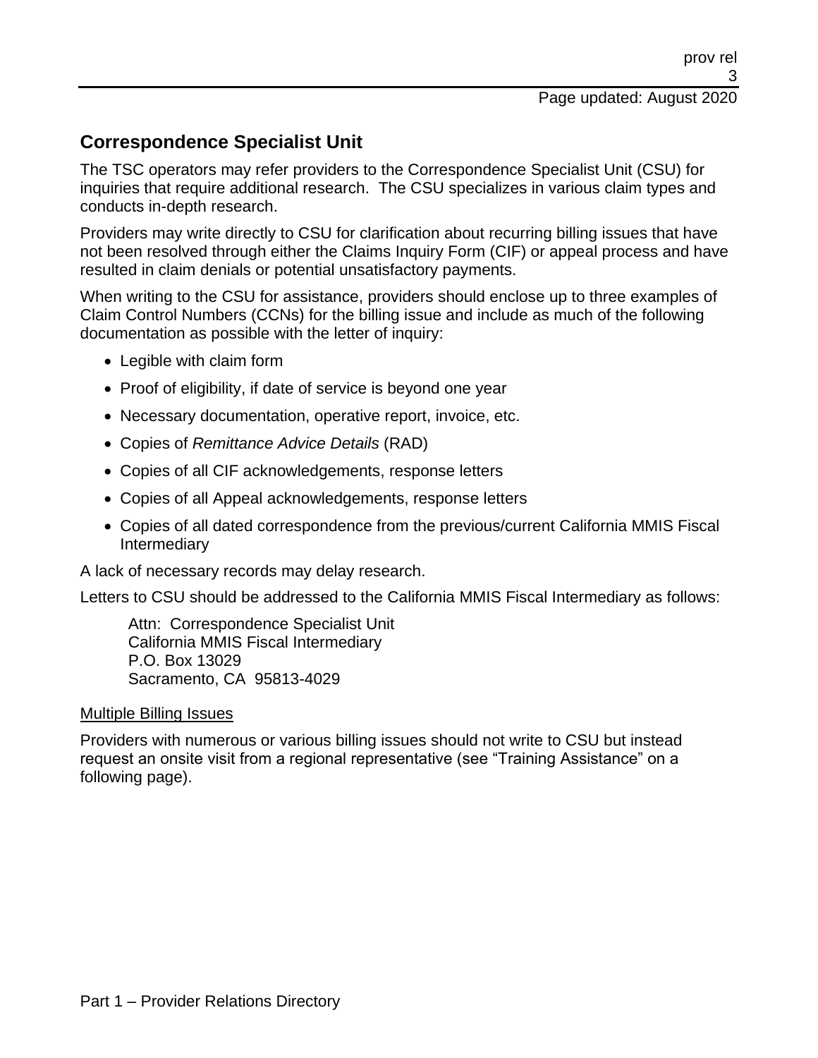## Correspondence Specialist Unit

The TSC operators may refer providers to the Correspondence Specialist Unit (CSU) for inquiries that require additional research. The CSU specializes in various claim types and conducts in-depth research.

Providers may write directly to CSU for clarification about recurring billing issues that have not been resolved through either the Claims Inquiry Form (CIF) or appeal process and have resulted in claim denials or potential unsatisfactory payments.

When writing to the CSU for assistance, providers should enclose up to three examples of Claim Control Numbers (CCNs) for the billing issue and include as much of the following documentation as possible with the letter of inquiry:

- Legible with claim form
- Proof of eligibility, if date of service is beyond one year
- Necessary documentation, operative report, invoice, etc.
- Copies of *Remittance Advice Details* (RAD)
- Copies of all CIF acknowledgements, response letters
- Copies of all Appeal acknowledgements, response letters
- Copies of all dated correspondence from the previous/current California MMIS Fiscal Intermediary

A lack of necessary records may delay research.

Letters to CSU should be addressed to the California MMIS Fiscal Intermediary as follows:

Attn: Correspondence Specialist Unit
California MMIS Fiscal Intermediary
P.O. Box 13029
Sacramento, CA 95813-4029

<u>Multiple Billing Issues</u>

Providers with numerous or various billing issues should not write to CSU but instead request an onsite visit from a regional representative (see "Training Assistance" on a following page).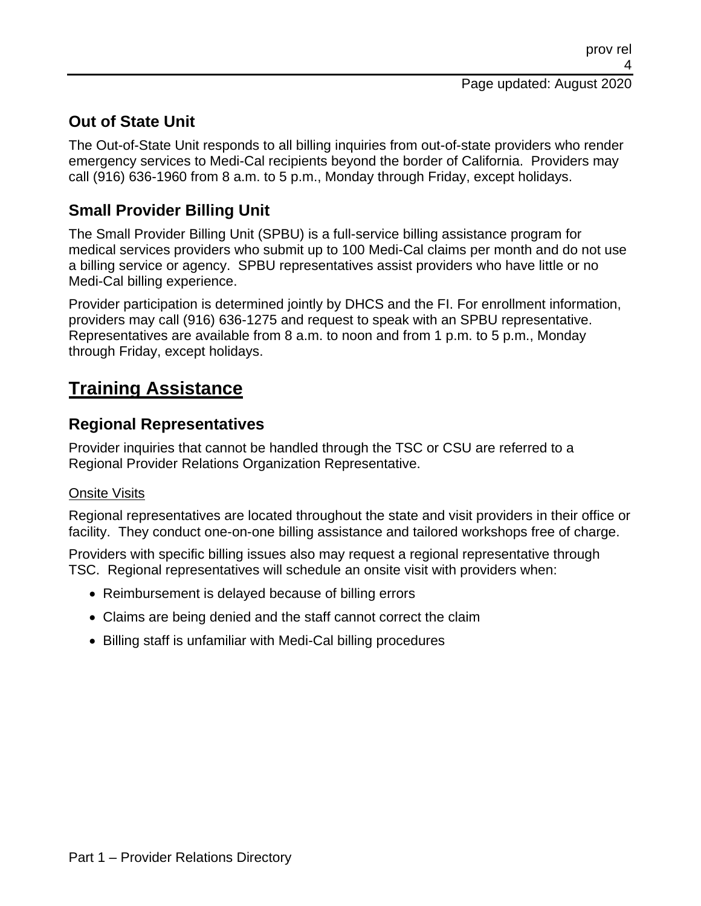## Out of State Unit

The Out-of-State Unit responds to all billing inquiries from out-of-state providers who render emergency services to Medi-Cal recipients beyond the border of California. Providers may call (916) 636-1960 from 8 a.m. to 5 p.m., Monday through Friday, except holidays.

## Small Provider Billing Unit

The Small Provider Billing Unit (SPBU) is a full-service billing assistance program for medical services providers who submit up to 100 Medi-Cal claims per month and do not use a billing service or agency. SPBU representatives assist providers who have little or no Medi-Cal billing experience.

Provider participation is determined jointly by DHCS and the FI. For enrollment information, providers may call (916) 636-1275 and request to speak with an SPBU representative. Representatives are available from 8 a.m. to noon and from 1 p.m. to 5 p.m., Monday through Friday, except holidays.

# Training Assistance

## Regional Representatives

Provider inquiries that cannot be handled through the TSC or CSU are referred to a Regional Provider Relations Organization Representative.

### Onsite Visits

Regional representatives are located throughout the state and visit providers in their office or facility. They conduct one-on-one billing assistance and tailored workshops free of charge.

Providers with specific billing issues also may request a regional representative through TSC. Regional representatives will schedule an onsite visit with providers when:

- Reimbursement is delayed because of billing errors
- Claims are being denied and the staff cannot correct the claim
- Billing staff is unfamiliar with Medi-Cal billing procedures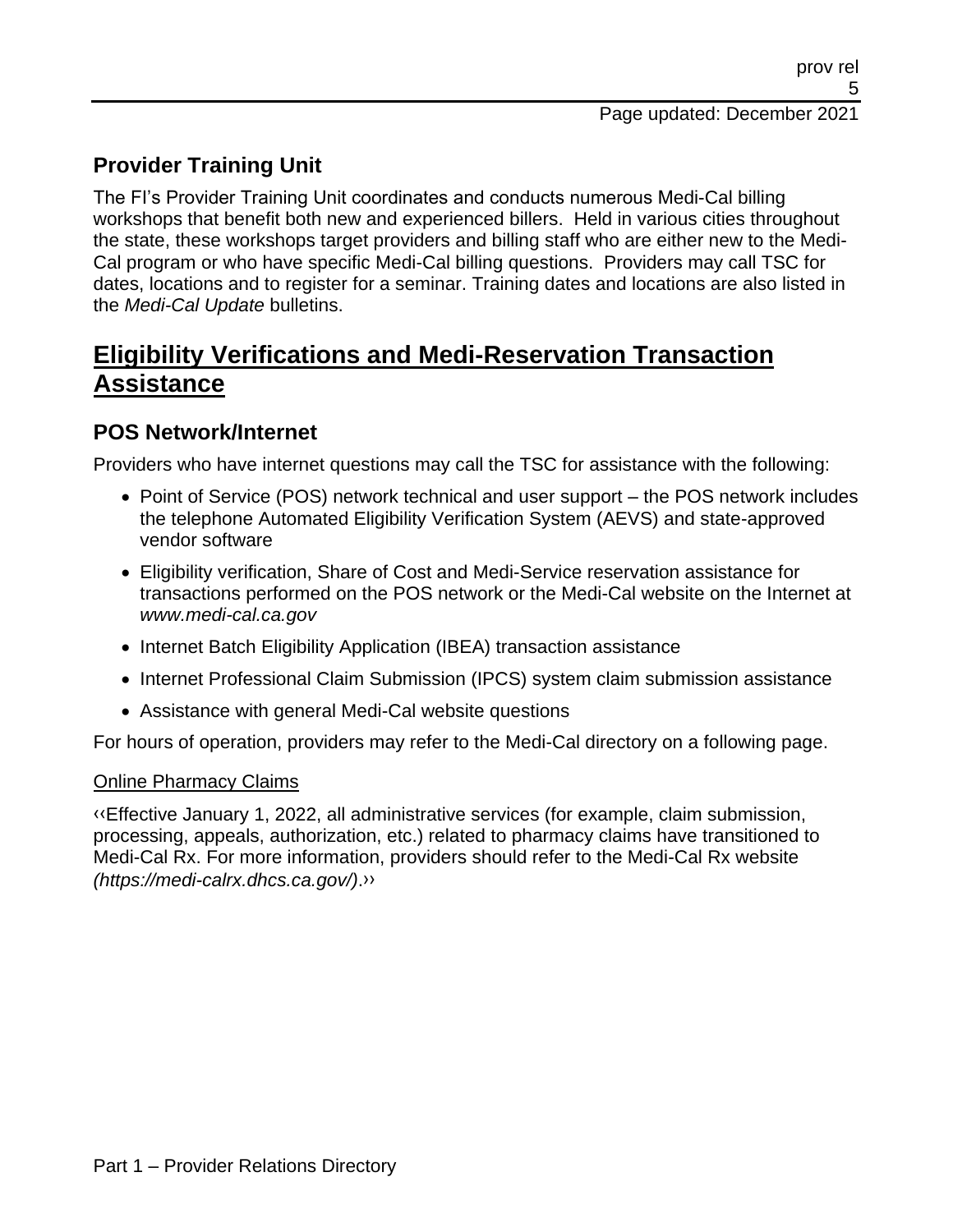## Provider Training Unit

The FI's Provider Training Unit coordinates and conducts numerous Medi-Cal billing workshops that benefit both new and experienced billers. Held in various cities throughout the state, these workshops target providers and billing staff who are either new to the Medi-Cal program or who have specific Medi-Cal billing questions. Providers may call TSC for dates, locations and to register for a seminar. Training dates and locations are also listed in the *Medi-Cal Update* bulletins.

# Eligibility Verifications and Medi-Reservation Transaction Assistance

## POS Network/Internet

Providers who have internet questions may call the TSC for assistance with the following:

- Point of Service (POS) network technical and user support – the POS network includes the telephone Automated Eligibility Verification System (AEVS) and state-approved vendor software
- Eligibility verification, Share of Cost and Medi-Service reservation assistance for transactions performed on the POS network or the Medi-Cal website on the Internet at *www.medi-cal.ca.gov*
- Internet Batch Eligibility Application (IBEA) transaction assistance
- Internet Professional Claim Submission (IPCS) system claim submission assistance
- Assistance with general Medi-Cal website questions

For hours of operation, providers may refer to the Medi-Cal directory on a following page.

Online Pharmacy Claims

‹‹Effective January 1, 2022, all administrative services (for example, claim submission, processing, appeals, authorization, etc.) related to pharmacy claims have transitioned to Medi-Cal Rx. For more information, providers should refer to the Medi-Cal Rx website *(https://medi-calrx.dhcs.ca.gov/)*.››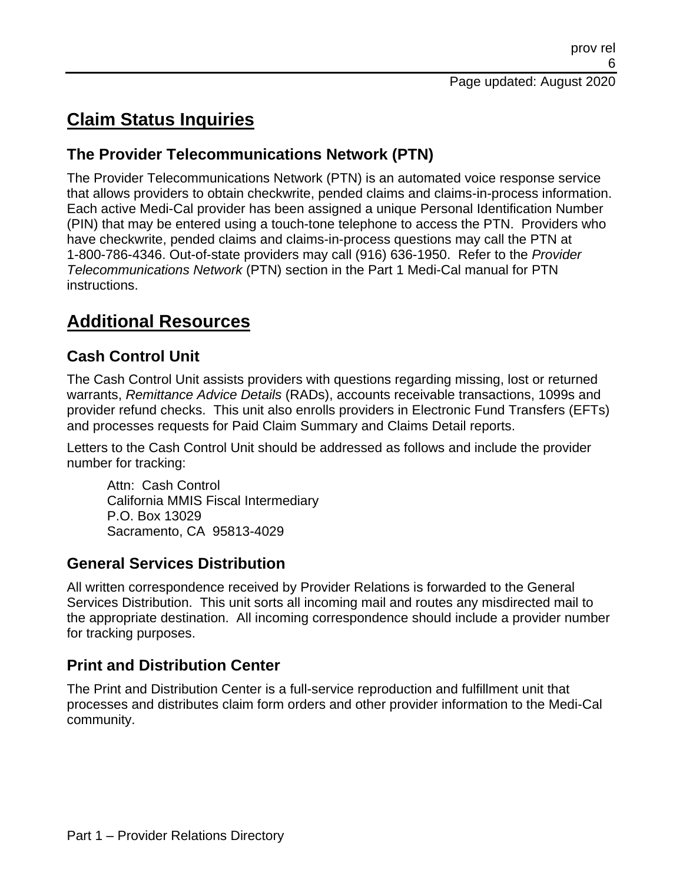# Claim Status Inquiries

## The Provider Telecommunications Network (PTN)

The Provider Telecommunications Network (PTN) is an automated voice response service that allows providers to obtain checkwrite, pended claims and claims-in-process information. Each active Medi-Cal provider has been assigned a unique Personal Identification Number (PIN) that may be entered using a touch-tone telephone to access the PTN. Providers who have checkwrite, pended claims and claims-in-process questions may call the PTN at 1-800-786-4346. Out-of-state providers may call (916) 636-1950. Refer to the *Provider Telecommunications Network* (PTN) section in the Part 1 Medi-Cal manual for PTN instructions.

# Additional Resources

## Cash Control Unit

The Cash Control Unit assists providers with questions regarding missing, lost or returned warrants, *Remittance Advice Details* (RADs), accounts receivable transactions, 1099s and provider refund checks. This unit also enrolls providers in Electronic Fund Transfers (EFTs) and processes requests for Paid Claim Summary and Claims Detail reports.

Letters to the Cash Control Unit should be addressed as follows and include the provider number for tracking:

Attn: Cash Control
California MMIS Fiscal Intermediary
P.O. Box 13029
Sacramento, CA 95813-4029

## General Services Distribution

All written correspondence received by Provider Relations is forwarded to the General Services Distribution. This unit sorts all incoming mail and routes any misdirected mail to the appropriate destination. All incoming correspondence should include a provider number for tracking purposes.

## Print and Distribution Center

The Print and Distribution Center is a full-service reproduction and fulfillment unit that processes and distributes claim form orders and other provider information to the Medi-Cal community.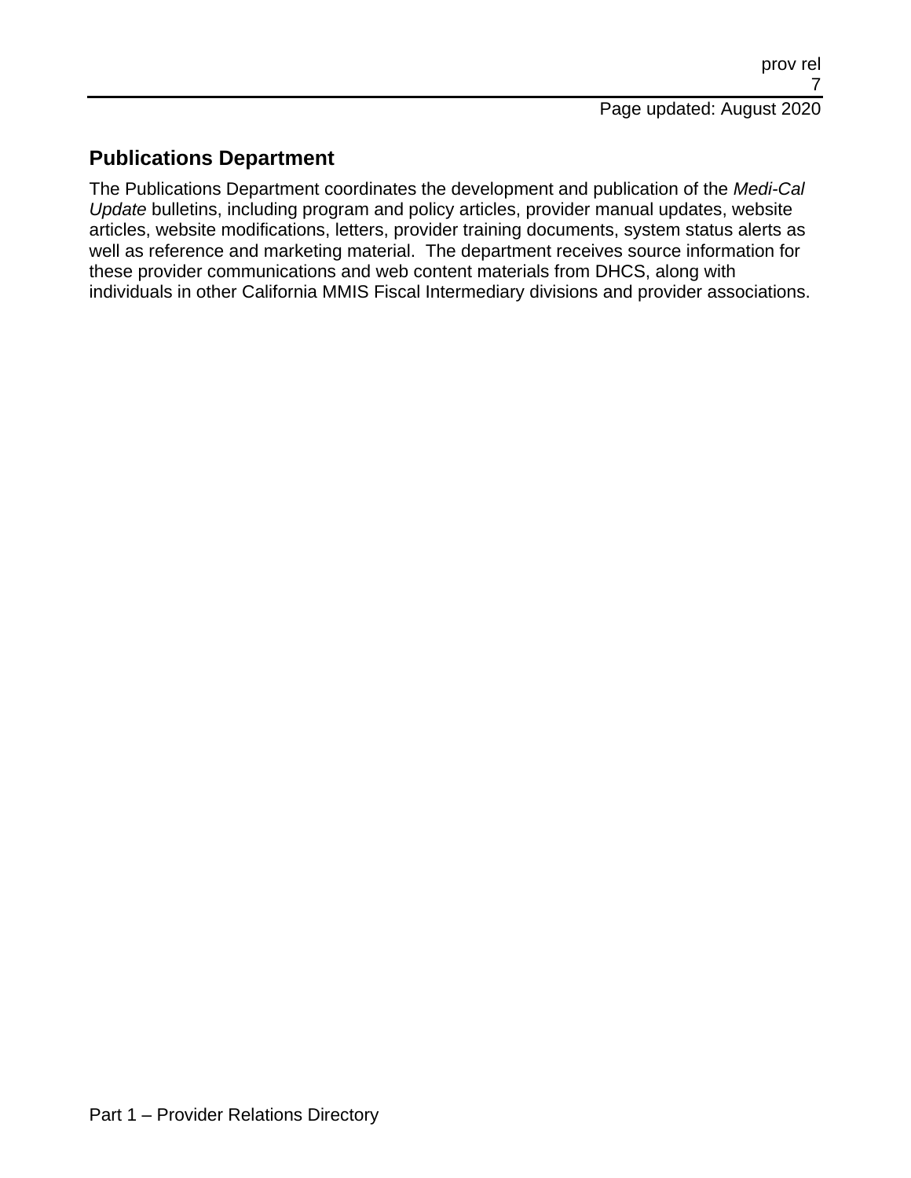## Publications Department

The Publications Department coordinates the development and publication of the *Medi-Cal Update* bulletins, including program and policy articles, provider manual updates, website articles, website modifications, letters, provider training documents, system status alerts as well as reference and marketing material. The department receives source information for these provider communications and web content materials from DHCS, along with individuals in other California MMIS Fiscal Intermediary divisions and provider associations.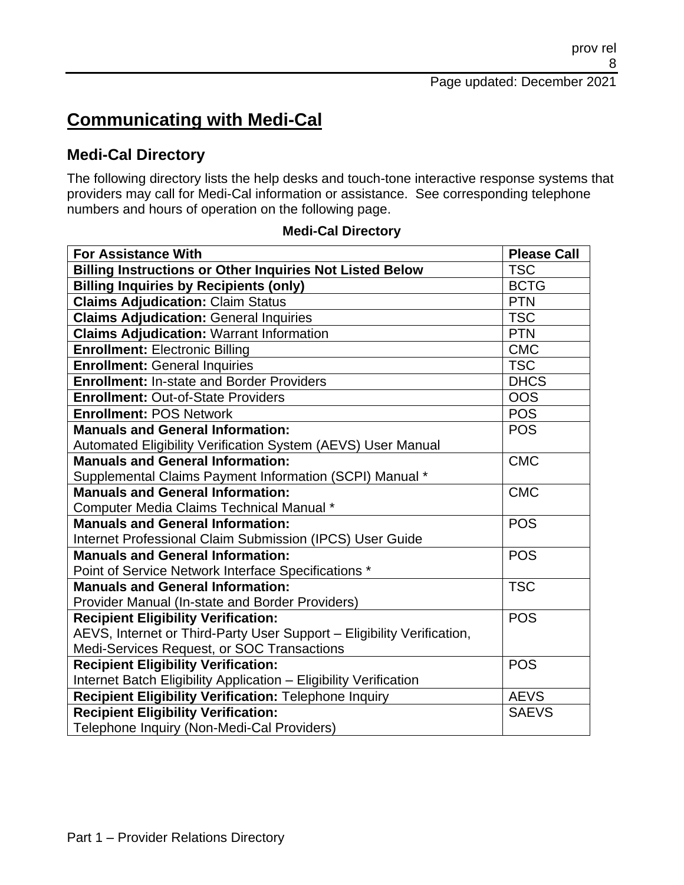# Communicating with Medi-Cal

## Medi-Cal Directory

The following directory lists the help desks and touch-tone interactive response systems that providers may call for Medi-Cal information or assistance. See corresponding telephone numbers and hours of operation on the following page.

**Medi-Cal Directory**

| For Assistance With | Please Call |
|---|---|
| **Billing Instructions or Other Inquiries Not Listed Below** | TSC |
| **Billing Inquiries by Recipients (only)** | BCTG |
| **Claims Adjudication:** Claim Status | PTN |
| **Claims Adjudication:** General Inquiries | TSC |
| **Claims Adjudication:** Warrant Information | PTN |
| **Enrollment:** Electronic Billing | CMC |
| **Enrollment:** General Inquiries | TSC |
| **Enrollment:** In-state and Border Providers | DHCS |
| **Enrollment:** Out-of-State Providers | OOS |
| **Enrollment:** POS Network | POS |
| **Manuals and General Information:** Automated Eligibility Verification System (AEVS) User Manual | POS |
| **Manuals and General Information:** Supplemental Claims Payment Information (SCPI) Manual * | CMC |
| **Manuals and General Information:** Computer Media Claims Technical Manual * | CMC |
| **Manuals and General Information:** Internet Professional Claim Submission (IPCS) User Guide | POS |
| **Manuals and General Information:** Point of Service Network Interface Specifications * | POS |
| **Manuals and General Information:** Provider Manual (In-state and Border Providers) | TSC |
| **Recipient Eligibility Verification:** AEVS, Internet or Third-Party User Support – Eligibility Verification, Medi-Services Request, or SOC Transactions | POS |
| **Recipient Eligibility Verification:** Internet Batch Eligibility Application – Eligibility Verification | POS |
| **Recipient Eligibility Verification:** Telephone Inquiry | AEVS |
| **Recipient Eligibility Verification:** Telephone Inquiry (Non-Medi-Cal Providers) | SAEVS |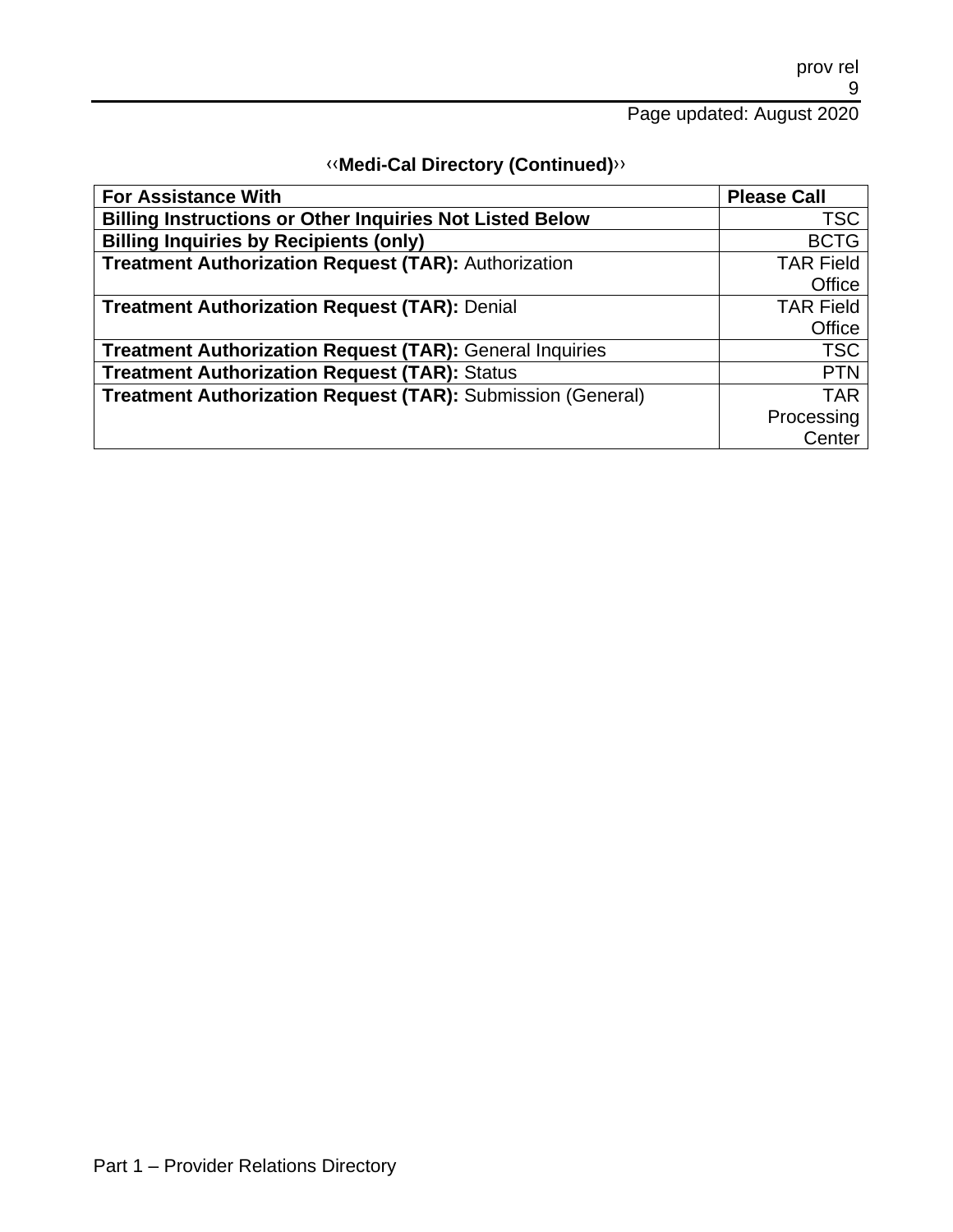## ‹‹Medi-Cal Directory (Continued)››

| For Assistance With | Please Call |
|---|---|
| **Billing Instructions or Other Inquiries Not Listed Below** | TSC |
| **Billing Inquiries by Recipients (only)** | BCTG |
| **Treatment Authorization Request (TAR):** Authorization | TAR Field Office |
| **Treatment Authorization Request (TAR):** Denial | TAR Field Office |
| **Treatment Authorization Request (TAR):** General Inquiries | TSC |
| **Treatment Authorization Request (TAR):** Status | PTN |
| **Treatment Authorization Request (TAR):** Submission (General) | TAR Processing Center |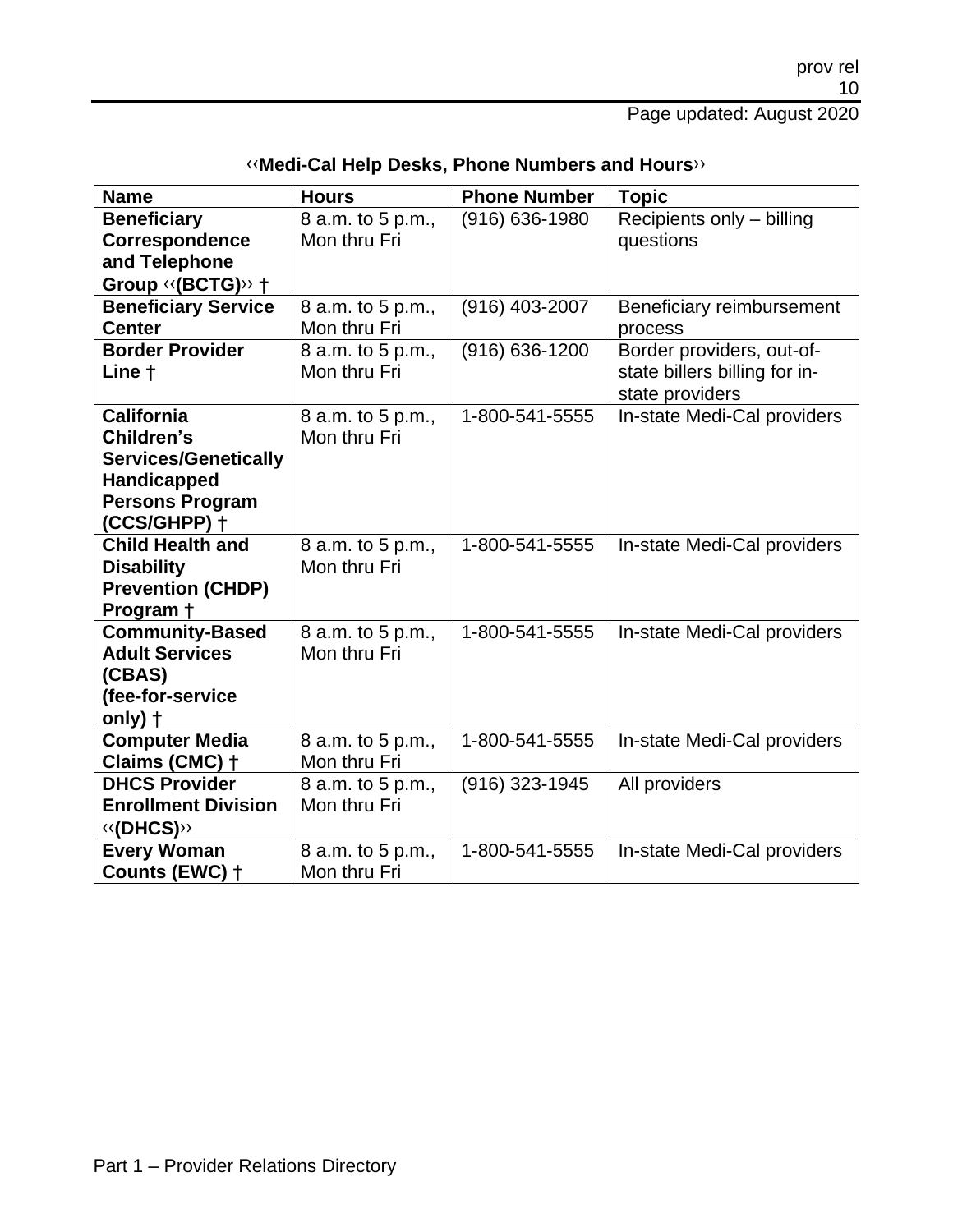## ‹‹Medi-Cal Help Desks, Phone Numbers and Hours››

| Name | Hours | Phone Number | Topic |
| --- | --- | --- | --- |
| **Beneficiary Correspondence and Telephone Group ‹‹(BCTG)›› †** | 8 a.m. to 5 p.m., Mon thru Fri | (916) 636-1980 | Recipients only – billing questions |
| **Beneficiary Service Center** | 8 a.m. to 5 p.m., Mon thru Fri | (916) 403-2007 | Beneficiary reimbursement process |
| **Border Provider Line †** | 8 a.m. to 5 p.m., Mon thru Fri | (916) 636-1200 | Border providers, out-of-state billers billing for in-state providers |
| **California Children's Services/Genetically Handicapped Persons Program (CCS/GHPP) †** | 8 a.m. to 5 p.m., Mon thru Fri | 1-800-541-5555 | In-state Medi-Cal providers |
| **Child Health and Disability Prevention (CHDP) Program †** | 8 a.m. to 5 p.m., Mon thru Fri | 1-800-541-5555 | In-state Medi-Cal providers |
| **Community-Based Adult Services (CBAS) (fee-for-service only) †** | 8 a.m. to 5 p.m., Mon thru Fri | 1-800-541-5555 | In-state Medi-Cal providers |
| **Computer Media Claims (CMC) †** | 8 a.m. to 5 p.m., Mon thru Fri | 1-800-541-5555 | In-state Medi-Cal providers |
| **DHCS Provider Enrollment Division ‹‹(DHCS)››** | 8 a.m. to 5 p.m., Mon thru Fri | (916) 323-1945 | All providers |
| **Every Woman Counts (EWC) †** | 8 a.m. to 5 p.m., Mon thru Fri | 1-800-541-5555 | In-state Medi-Cal providers |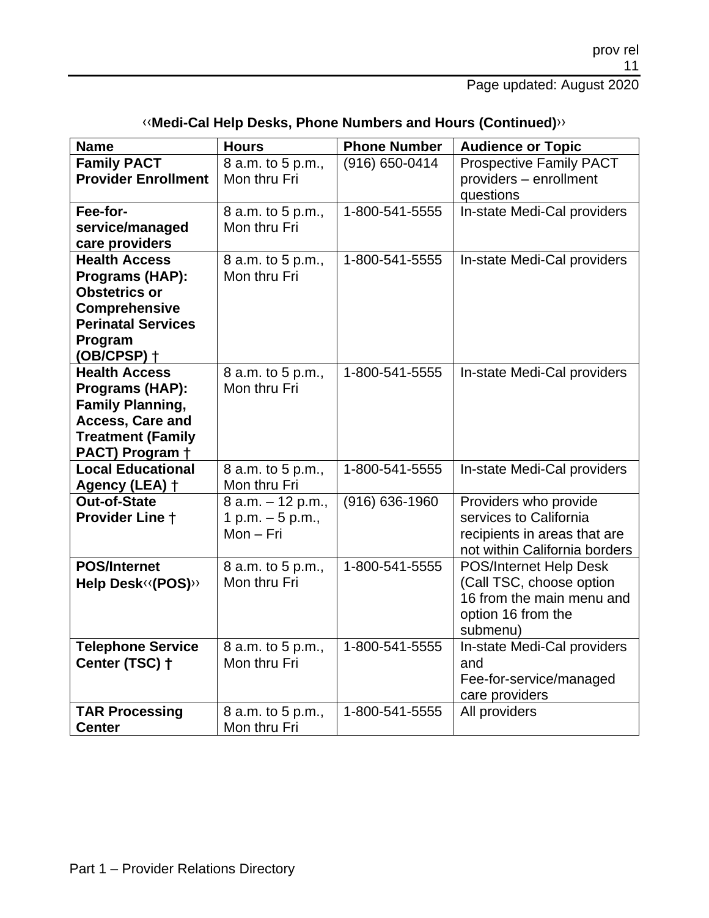‹‹**Medi-Cal Help Desks, Phone Numbers and Hours (Continued)**››

| Name | Hours | Phone Number | Audience or Topic |
|---|---|---|---|
| **Family PACT Provider Enrollment** | 8 a.m. to 5 p.m., Mon thru Fri | (916) 650-0414 | Prospective Family PACT providers – enrollment questions |
| **Fee-for-service/managed care providers** | 8 a.m. to 5 p.m., Mon thru Fri | 1-800-541-5555 | In-state Medi-Cal providers |
| **Health Access Programs (HAP): Obstetrics or Comprehensive Perinatal Services Program (OB/CPSP) †** | 8 a.m. to 5 p.m., Mon thru Fri | 1-800-541-5555 | In-state Medi-Cal providers |
| **Health Access Programs (HAP): Family Planning, Access, Care and Treatment (Family PACT) Program †** | 8 a.m. to 5 p.m., Mon thru Fri | 1-800-541-5555 | In-state Medi-Cal providers |
| **Local Educational Agency (LEA) †** | 8 a.m. to 5 p.m., Mon thru Fri | 1-800-541-5555 | In-state Medi-Cal providers |
| **Out-of-State Provider Line †** | 8 a.m. – 12 p.m., 1 p.m. – 5 p.m., Mon – Fri | (916) 636-1960 | Providers who provide services to California recipients in areas that are not within California borders |
| **POS/Internet Help Desk‹‹(POS)››** | 8 a.m. to 5 p.m., Mon thru Fri | 1-800-541-5555 | POS/Internet Help Desk (Call TSC, choose option 16 from the main menu and option 16 from the submenu) |
| **Telephone Service Center (TSC) †** | 8 a.m. to 5 p.m., Mon thru Fri | 1-800-541-5555 | In-state Medi-Cal providers and Fee-for-service/managed care providers |
| **TAR Processing Center** | 8 a.m. to 5 p.m., Mon thru Fri | 1-800-541-5555 | All providers |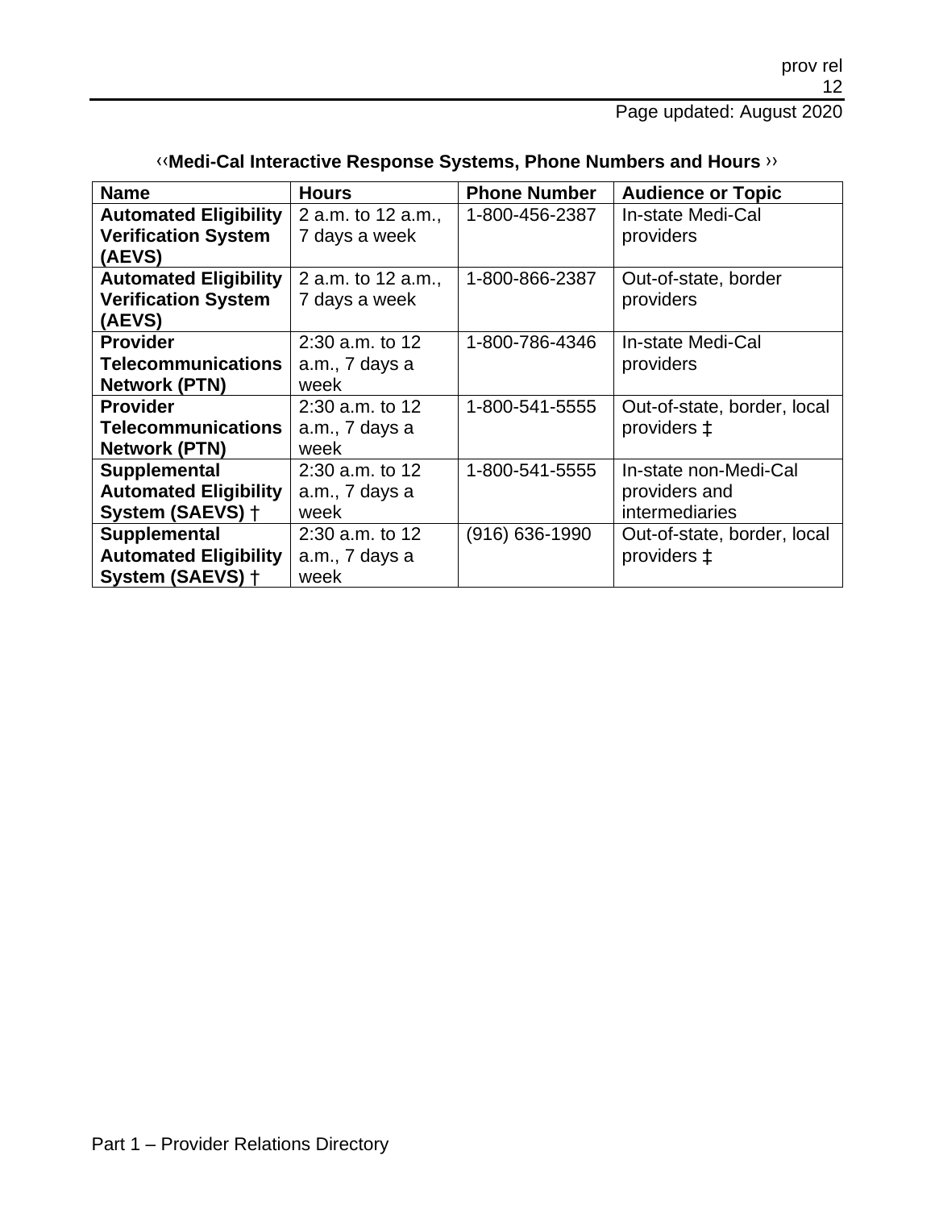‹‹**Medi-Cal Interactive Response Systems, Phone Numbers and Hours** ››

| Name | Hours | Phone Number | Audience or Topic |
| --- | --- | --- | --- |
| **Automated Eligibility Verification System (AEVS)** | 2 a.m. to 12 a.m., 7 days a week | 1-800-456-2387 | In-state Medi-Cal providers |
| **Automated Eligibility Verification System (AEVS)** | 2 a.m. to 12 a.m., 7 days a week | 1-800-866-2387 | Out-of-state, border providers |
| **Provider Telecommunications Network (PTN)** | 2:30 a.m. to 12 a.m., 7 days a week | 1-800-786-4346 | In-state Medi-Cal providers |
| **Provider Telecommunications Network (PTN)** | 2:30 a.m. to 12 a.m., 7 days a week | 1-800-541-5555 | Out-of-state, border, local providers ‡ |
| **Supplemental Automated Eligibility System (SAEVS) †** | 2:30 a.m. to 12 a.m., 7 days a week | 1-800-541-5555 | In-state non-Medi-Cal providers and intermediaries |
| **Supplemental Automated Eligibility System (SAEVS) †** | 2:30 a.m. to 12 a.m., 7 days a week | (916) 636-1990 | Out-of-state, border, local providers ‡ |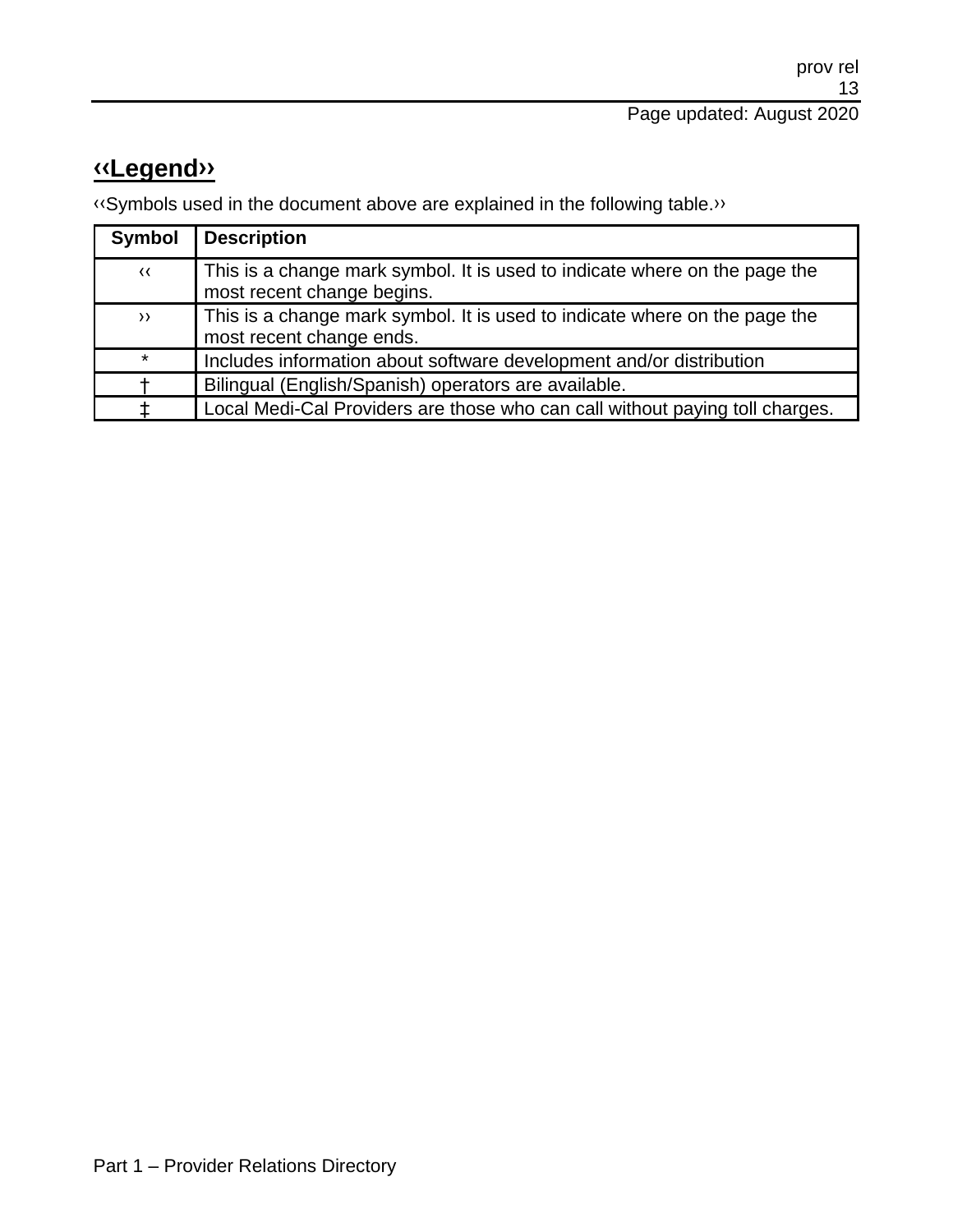## ‹‹Legend››

‹‹Symbols used in the document above are explained in the following table.››

| Symbol | Description |
|---|---|
| ‹‹ | This is a change mark symbol. It is used to indicate where on the page the most recent change begins. |
| ›› | This is a change mark symbol. It is used to indicate where on the page the most recent change ends. |
| * | Includes information about software development and/or distribution |
| † | Bilingual (English/Spanish) operators are available. |
| ‡ | Local Medi-Cal Providers are those who can call without paying toll charges. |